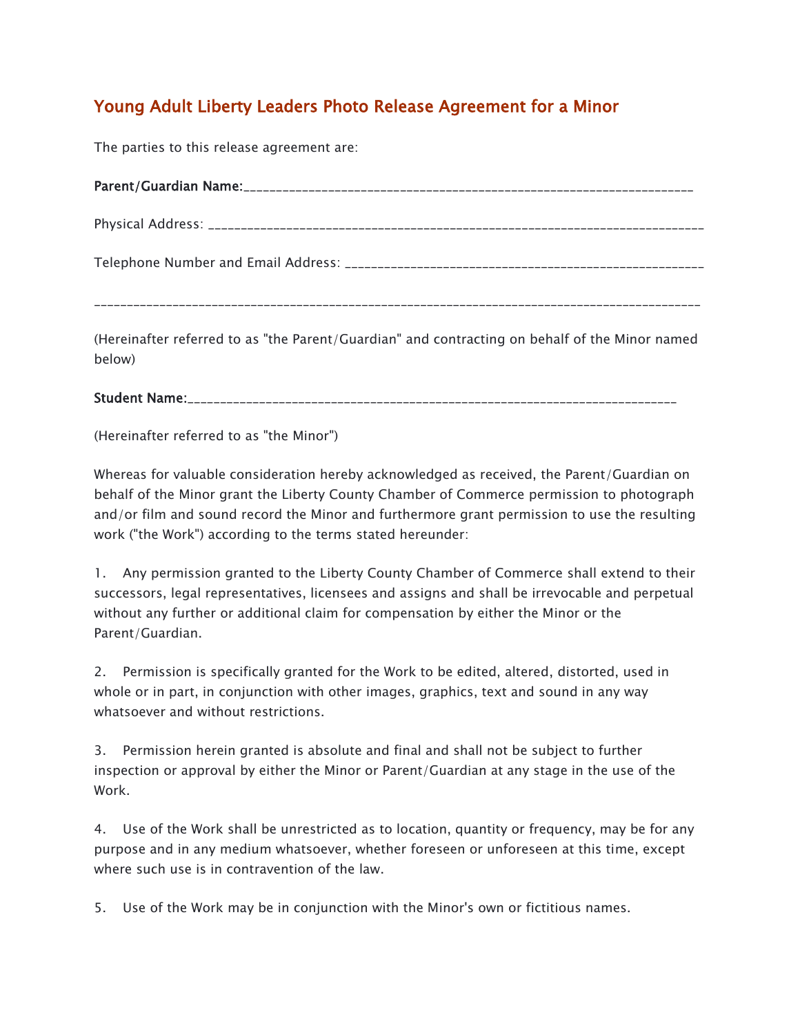# Young Adult Liberty Leaders Photo Release Agreement for a Minor

The parties to this release agreement are:

**Parent/Guardian Name:**_____________________________________________________________________

Physical Address: ___________________________________________________________________________

Telephone Number and Email Address: _____________________________________________________

___________________________________________________________________________________________

(Hereinafter referred to as "the Parent/Guardian" and contracting on behalf of the Minor named below)

**Student Name:**___________________________________________________________________________

(Hereinafter referred to as "the Minor")

Whereas for valuable consideration hereby acknowledged as received, the Parent/Guardian on behalf of the Minor grant the Liberty County Chamber of Commerce permission to photograph and/or film and sound record the Minor and furthermore grant permission to use the resulting work ("the Work") according to the terms stated hereunder:

1. Any permission granted to the Liberty County Chamber of Commerce shall extend to their successors, legal representatives, licensees and assigns and shall be irrevocable and perpetual without any further or additional claim for compensation by either the Minor or the Parent/Guardian.

2. Permission is specifically granted for the Work to be edited, altered, distorted, used in whole or in part, in conjunction with other images, graphics, text and sound in any way whatsoever and without restrictions.

3. Permission herein granted is absolute and final and shall not be subject to further inspection or approval by either the Minor or Parent/Guardian at any stage in the use of the Work.

4. Use of the Work shall be unrestricted as to location, quantity or frequency, may be for any purpose and in any medium whatsoever, whether foreseen or unforeseen at this time, except where such use is in contravention of the law.

5. Use of the Work may be in conjunction with the Minor's own or fictitious names.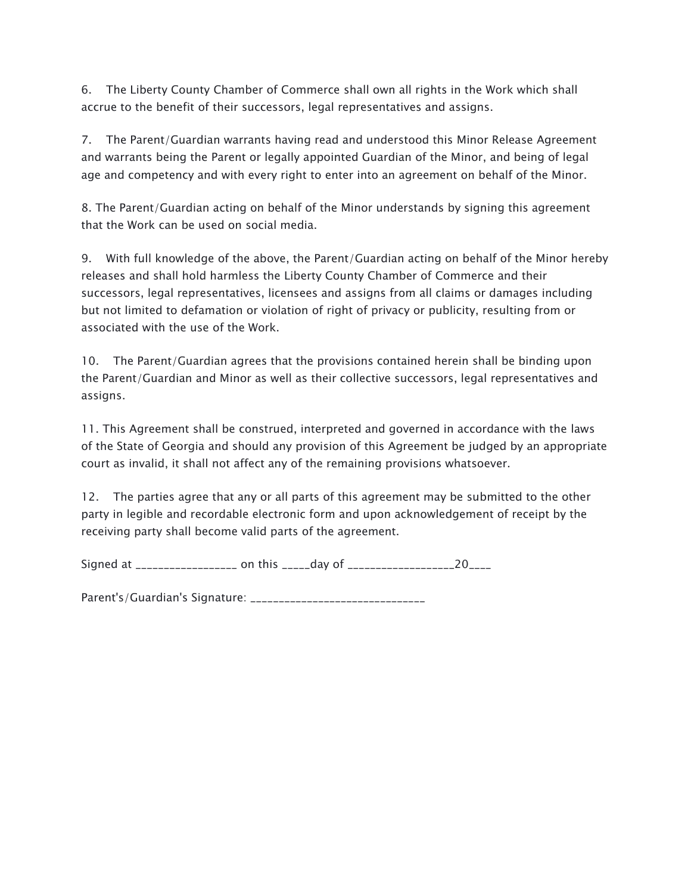6. The Liberty County Chamber of Commerce shall own all rights in the Work which shall accrue to the benefit of their successors, legal representatives and assigns.

7. The Parent/Guardian warrants having read and understood this Minor Release Agreement and warrants being the Parent or legally appointed Guardian of the Minor, and being of legal age and competency and with every right to enter into an agreement on behalf of the Minor.

8. The Parent/Guardian acting on behalf of the Minor understands by signing this agreement that the Work can be used on social media.

9. With full knowledge of the above, the Parent/Guardian acting on behalf of the Minor hereby releases and shall hold harmless the Liberty County Chamber of Commerce and their successors, legal representatives, licensees and assigns from all claims or damages including but not limited to defamation or violation of right of privacy or publicity, resulting from or associated with the use of the Work.

10. The Parent/Guardian agrees that the provisions contained herein shall be binding upon the Parent/Guardian and Minor as well as their collective successors, legal representatives and assigns.

11. This Agreement shall be construed, interpreted and governed in accordance with the laws of the State of Georgia and should any provision of this Agreement be judged by an appropriate court as invalid, it shall not affect any of the remaining provisions whatsoever.

12. The parties agree that any or all parts of this agreement may be submitted to the other party in legible and recordable electronic form and upon acknowledgement of receipt by the receiving party shall become valid parts of the agreement.

Signed at _________________ on this _____day of __________________20____

Parent's/Guardian's Signature: ______________________________